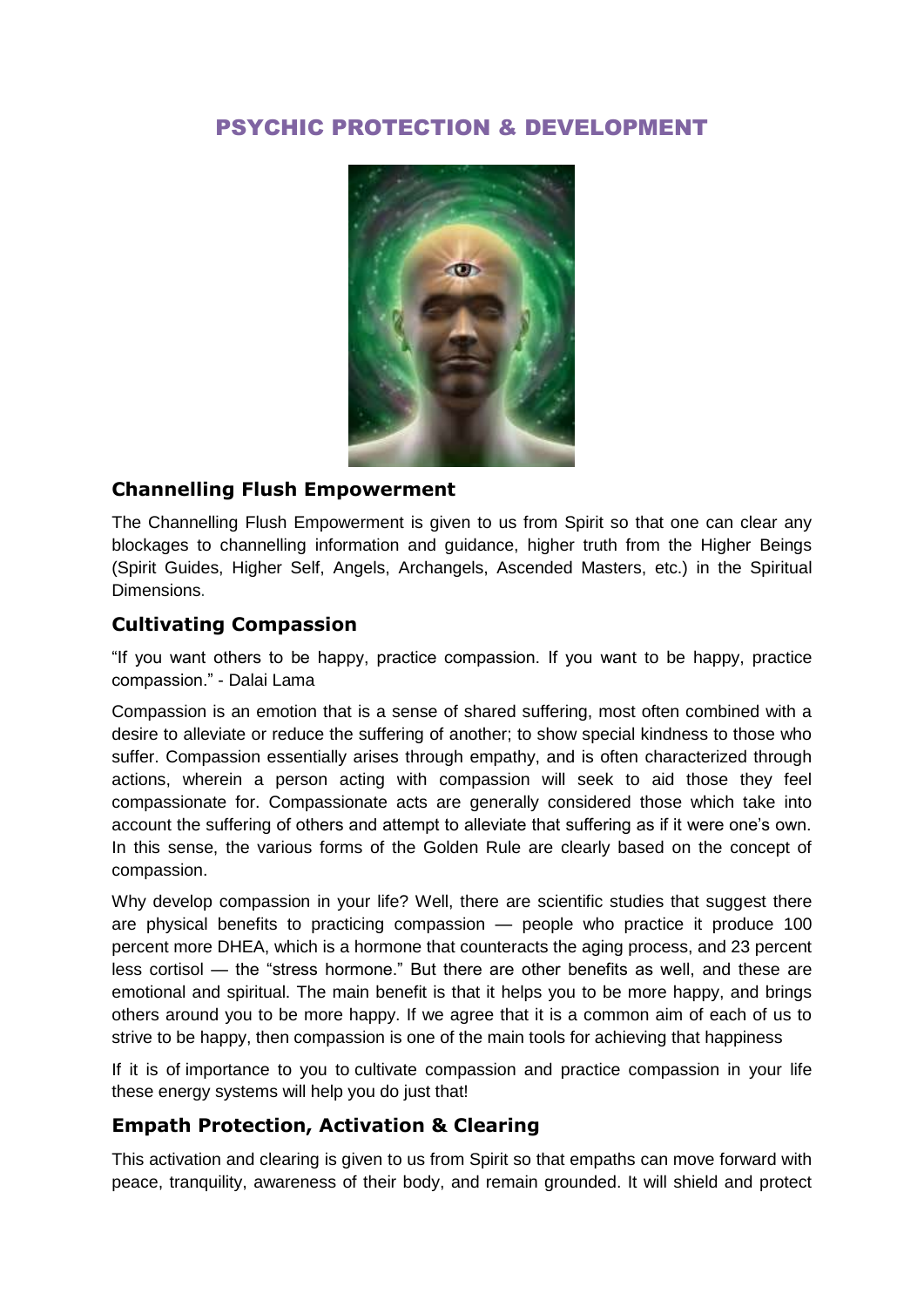# PSYCHIC PROTECTION & DEVELOPMENT

## Channelling Flush Empowerment

The Channelling Flush Empowerment is given to us from Spirit so that one can clear any blockages to channelling information and guidance, higher truth from the Higher Beings (Spirit Guides, Higher Self, Angels, Archangels, Ascended Masters, etc.) in the Spiritual Dimensions.

## Cultivating Compassion

"If you want others to be happy, practice compassion. If you want to be happy, practice compassion." - Dalai Lama

Compassion is an emotion that is a sense of shared suffering, most often combined with a desire to alleviate or reduce the suffering of another; to show special kindness to those who suffer. Compassion essentially arises through empathy, and is often characterized through actions, wherein a person acting with compassion will seek to aid those they feel compassionate for. Compassionate acts are generally considered those which take into account the suffering of others and attempt to alleviate that suffering as if it were one's own. In this sense, the various forms of the Golden Rule are clearly based on the concept of compassion.

Why develop compassion in your life? Well, there are scientific studies that suggest there are physical benefits to practicing compassion — people who practice it produce 100 percent more DHEA, which is a hormone that counteracts the aging process, and 23 percent less cortisol — the "stress hormone." But there are other benefits as well, and these are emotional and spiritual. The main benefit is that it helps you to be more happy, and brings others around you to be more happy. If we agree that it is a common aim of each of us to strive to be happy, then compassion is one of the main tools for achieving that happiness

If it is of importance to you to cultivate compassion and practice compassion in your life these energy systems will help you do just that!

## Empath Protection, Activation & Clearing

This activation and clearing is given to us from Spirit so that empaths can move forward with peace, tranquility, awareness of their body, and remain grounded. It will shield and protect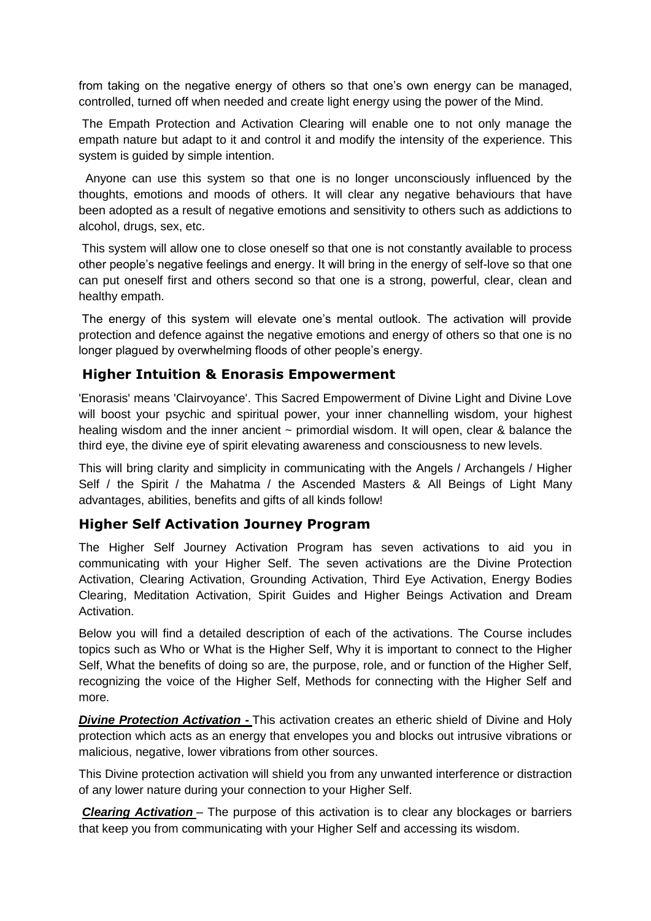from taking on the negative energy of others so that one's own energy can be managed, controlled, turned off when needed and create light energy using the power of the Mind.

The Empath Protection and Activation Clearing will enable one to not only manage the empath nature but adapt to it and control it and modify the intensity of the experience. This system is guided by simple intention.

Anyone can use this system so that one is no longer unconsciously influenced by the thoughts, emotions and moods of others. It will clear any negative behaviours that have been adopted as a result of negative emotions and sensitivity to others such as addictions to alcohol, drugs, sex, etc.

This system will allow one to close oneself so that one is not constantly available to process other people's negative feelings and energy. It will bring in the energy of self-love so that one can put oneself first and others second so that one is a strong, powerful, clear, clean and healthy empath.

The energy of this system will elevate one's mental outlook. The activation will provide protection and defence against the negative emotions and energy of others so that one is no longer plagued by overwhelming floods of other people's energy.

## Higher Intuition & Enorasis Empowerment

'Enorasis' means 'Clairvoyance'. This Sacred Empowerment of Divine Light and Divine Love will boost your psychic and spiritual power, your inner channelling wisdom, your highest healing wisdom and the inner ancient ~ primordial wisdom. It will open, clear & balance the third eye, the divine eye of spirit elevating awareness and consciousness to new levels.

This will bring clarity and simplicity in communicating with the Angels / Archangels / Higher Self / the Spirit / the Mahatma / the Ascended Masters & All Beings of Light Many advantages, abilities, benefits and gifts of all kinds follow!

## Higher Self Activation Journey Program

The Higher Self Journey Activation Program has seven activations to aid you in communicating with your Higher Self. The seven activations are the Divine Protection Activation, Clearing Activation, Grounding Activation, Third Eye Activation, Energy Bodies Clearing, Meditation Activation, Spirit Guides and Higher Beings Activation and Dream Activation.

Below you will find a detailed description of each of the activations. The Course includes topics such as Who or What is the Higher Self, Why it is important to connect to the Higher Self, What the benefits of doing so are, the purpose, role, and or function of the Higher Self, recognizing the voice of the Higher Self, Methods for connecting with the Higher Self and more.

***Divine Protection Activation -*** This activation creates an etheric shield of Divine and Holy protection which acts as an energy that envelopes you and blocks out intrusive vibrations or malicious, negative, lower vibrations from other sources.

This Divine protection activation will shield you from any unwanted interference or distraction of any lower nature during your connection to your Higher Self.

***Clearing Activation*** – The purpose of this activation is to clear any blockages or barriers that keep you from communicating with your Higher Self and accessing its wisdom.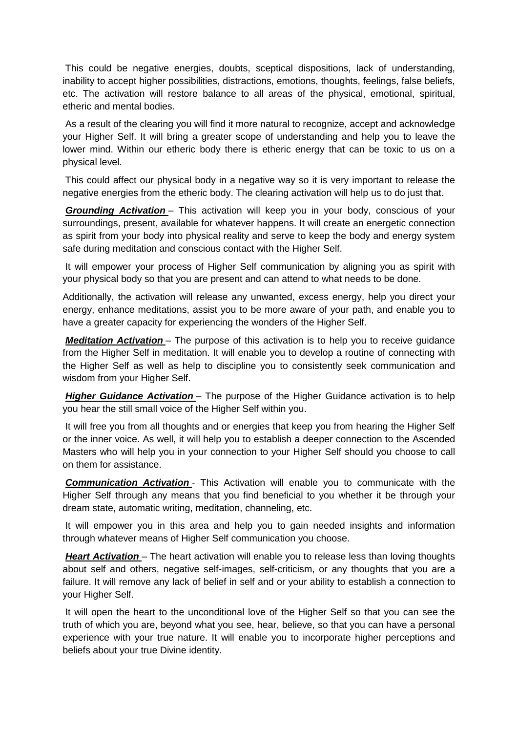This could be negative energies, doubts, sceptical dispositions, lack of understanding, inability to accept higher possibilities, distractions, emotions, thoughts, feelings, false beliefs, etc. The activation will restore balance to all areas of the physical, emotional, spiritual, etheric and mental bodies.

As a result of the clearing you will find it more natural to recognize, accept and acknowledge your Higher Self. It will bring a greater scope of understanding and help you to leave the lower mind. Within our etheric body there is etheric energy that can be toxic to us on a physical level.

This could affect our physical body in a negative way so it is very important to release the negative energies from the etheric body. The clearing activation will help us to do just that.

***Grounding Activation*** – This activation will keep you in your body, conscious of your surroundings, present, available for whatever happens. It will create an energetic connection as spirit from your body into physical reality and serve to keep the body and energy system safe during meditation and conscious contact with the Higher Self.

It will empower your process of Higher Self communication by aligning you as spirit with your physical body so that you are present and can attend to what needs to be done.

Additionally, the activation will release any unwanted, excess energy, help you direct your energy, enhance meditations, assist you to be more aware of your path, and enable you to have a greater capacity for experiencing the wonders of the Higher Self.

***Meditation Activation*** – The purpose of this activation is to help you to receive guidance from the Higher Self in meditation. It will enable you to develop a routine of connecting with the Higher Self as well as help to discipline you to consistently seek communication and wisdom from your Higher Self.

***Higher Guidance Activation*** – The purpose of the Higher Guidance activation is to help you hear the still small voice of the Higher Self within you.

It will free you from all thoughts and or energies that keep you from hearing the Higher Self or the inner voice. As well, it will help you to establish a deeper connection to the Ascended Masters who will help you in your connection to your Higher Self should you choose to call on them for assistance.

***Communication Activation*** - This Activation will enable you to communicate with the Higher Self through any means that you find beneficial to you whether it be through your dream state, automatic writing, meditation, channeling, etc.

It will empower you in this area and help you to gain needed insights and information through whatever means of Higher Self communication you choose.

***Heart Activation*** – The heart activation will enable you to release less than loving thoughts about self and others, negative self-images, self-criticism, or any thoughts that you are a failure. It will remove any lack of belief in self and or your ability to establish a connection to your Higher Self.

It will open the heart to the unconditional love of the Higher Self so that you can see the truth of which you are, beyond what you see, hear, believe, so that you can have a personal experience with your true nature. It will enable you to incorporate higher perceptions and beliefs about your true Divine identity.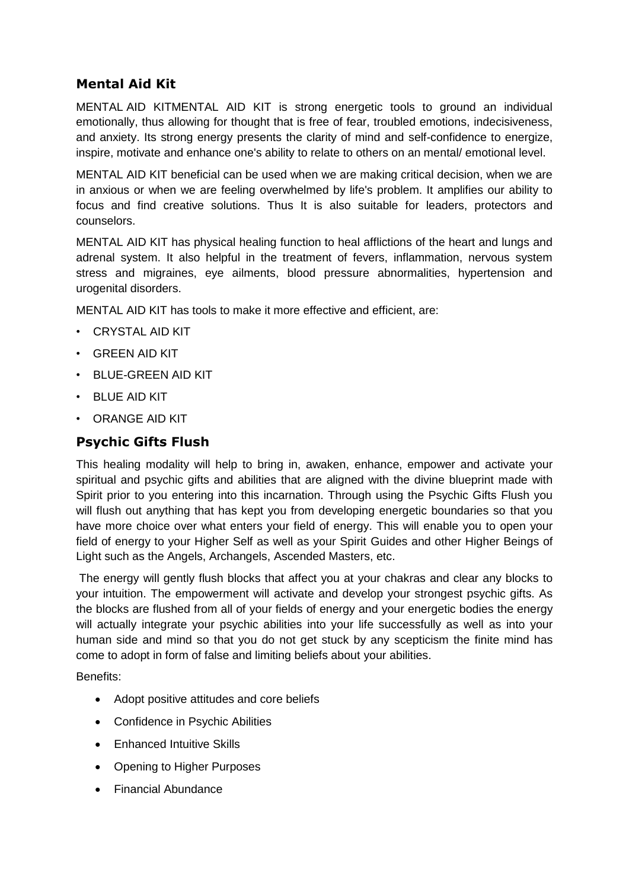## Mental Aid Kit

MENTAL AID KITMENTAL AID KIT is strong energetic tools to ground an individual emotionally, thus allowing for thought that is free of fear, troubled emotions, indecisiveness, and anxiety. Its strong energy presents the clarity of mind and self-confidence to energize, inspire, motivate and enhance one's ability to relate to others on an mental/ emotional level.

MENTAL AID KIT beneficial can be used when we are making critical decision, when we are in anxious or when we are feeling overwhelmed by life's problem. It amplifies our ability to focus and find creative solutions. Thus It is also suitable for leaders, protectors and counselors.

MENTAL AID KIT has physical healing function to heal afflictions of the heart and lungs and adrenal system. It also helpful in the treatment of fevers, inflammation, nervous system stress and migraines, eye ailments, blood pressure abnormalities, hypertension and urogenital disorders.

MENTAL AID KIT has tools to make it more effective and efficient, are:

- CRYSTAL AID KIT
- GREEN AID KIT
- BLUE-GREEN AID KIT
- BLUE AID KIT
- ORANGE AID KIT

## Psychic Gifts Flush

This healing modality will help to bring in, awaken, enhance, empower and activate your spiritual and psychic gifts and abilities that are aligned with the divine blueprint made with Spirit prior to you entering into this incarnation. Through using the Psychic Gifts Flush you will flush out anything that has kept you from developing energetic boundaries so that you have more choice over what enters your field of energy. This will enable you to open your field of energy to your Higher Self as well as your Spirit Guides and other Higher Beings of Light such as the Angels, Archangels, Ascended Masters, etc.

The energy will gently flush blocks that affect you at your chakras and clear any blocks to your intuition. The empowerment will activate and develop your strongest psychic gifts. As the blocks are flushed from all of your fields of energy and your energetic bodies the energy will actually integrate your psychic abilities into your life successfully as well as into your human side and mind so that you do not get stuck by any scepticism the finite mind has come to adopt in form of false and limiting beliefs about your abilities.

Benefits:

- Adopt positive attitudes and core beliefs
- Confidence in Psychic Abilities
- Enhanced Intuitive Skills
- Opening to Higher Purposes
- Financial Abundance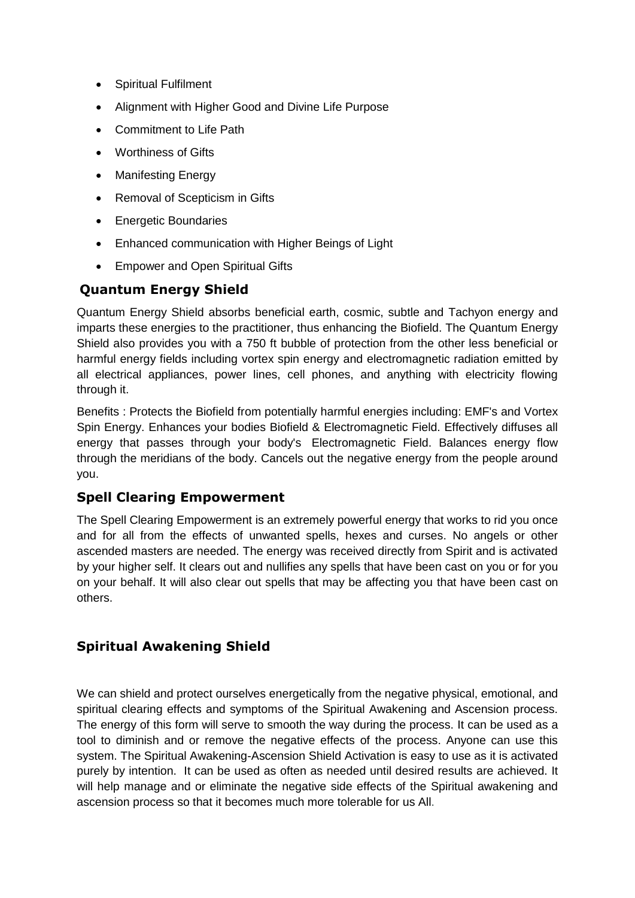- Spiritual Fulfilment
- Alignment with Higher Good and Divine Life Purpose
- Commitment to Life Path
- Worthiness of Gifts
- Manifesting Energy
- Removal of Scepticism in Gifts
- Energetic Boundaries
- Enhanced communication with Higher Beings of Light
- Empower and Open Spiritual Gifts

## Quantum Energy Shield

Quantum Energy Shield absorbs beneficial earth, cosmic, subtle and Tachyon energy and imparts these energies to the practitioner, thus enhancing the Biofield. The Quantum Energy Shield also provides you with a 750 ft bubble of protection from the other less beneficial or harmful energy fields including vortex spin energy and electromagnetic radiation emitted by all electrical appliances, power lines, cell phones, and anything with electricity flowing through it.

Benefits : Protects the Biofield from potentially harmful energies including: EMF's and Vortex Spin Energy. Enhances your bodies Biofield & Electromagnetic Field. Effectively diffuses all energy that passes through your body's Electromagnetic Field. Balances energy flow through the meridians of the body. Cancels out the negative energy from the people around you.

## Spell Clearing Empowerment

The Spell Clearing Empowerment is an extremely powerful energy that works to rid you once and for all from the effects of unwanted spells, hexes and curses. No angels or other ascended masters are needed. The energy was received directly from Spirit and is activated by your higher self. It clears out and nullifies any spells that have been cast on you or for you on your behalf. It will also clear out spells that may be affecting you that have been cast on others.

## Spiritual Awakening Shield

We can shield and protect ourselves energetically from the negative physical, emotional, and spiritual clearing effects and symptoms of the Spiritual Awakening and Ascension process. The energy of this form will serve to smooth the way during the process. It can be used as a tool to diminish and or remove the negative effects of the process. Anyone can use this system. The Spiritual Awakening-Ascension Shield Activation is easy to use as it is activated purely by intention. It can be used as often as needed until desired results are achieved. It will help manage and or eliminate the negative side effects of the Spiritual awakening and ascension process so that it becomes much more tolerable for us All.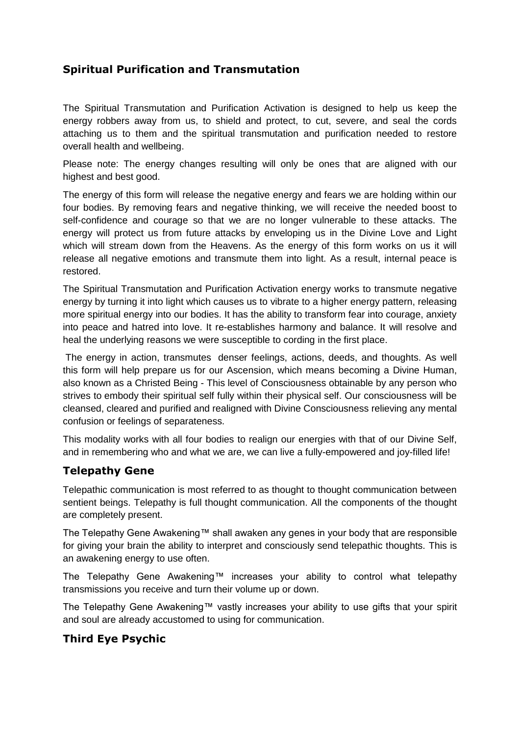## Spiritual Purification and Transmutation

The Spiritual Transmutation and Purification Activation is designed to help us keep the energy robbers away from us, to shield and protect, to cut, severe, and seal the cords attaching us to them and the spiritual transmutation and purification needed to restore overall health and wellbeing.

Please note: The energy changes resulting will only be ones that are aligned with our highest and best good.

The energy of this form will release the negative energy and fears we are holding within our four bodies. By removing fears and negative thinking, we will receive the needed boost to self-confidence and courage so that we are no longer vulnerable to these attacks. The energy will protect us from future attacks by enveloping us in the Divine Love and Light which will stream down from the Heavens. As the energy of this form works on us it will release all negative emotions and transmute them into light. As a result, internal peace is restored.

The Spiritual Transmutation and Purification Activation energy works to transmute negative energy by turning it into light which causes us to vibrate to a higher energy pattern, releasing more spiritual energy into our bodies. It has the ability to transform fear into courage, anxiety into peace and hatred into love. It re-establishes harmony and balance. It will resolve and heal the underlying reasons we were susceptible to cording in the first place.

The energy in action, transmutes denser feelings, actions, deeds, and thoughts. As well this form will help prepare us for our Ascension, which means becoming a Divine Human, also known as a Christed Being - This level of Consciousness obtainable by any person who strives to embody their spiritual self fully within their physical self. Our consciousness will be cleansed, cleared and purified and realigned with Divine Consciousness relieving any mental confusion or feelings of separateness.

This modality works with all four bodies to realign our energies with that of our Divine Self, and in remembering who and what we are, we can live a fully-empowered and joy-filled life!

## Telepathy Gene

Telepathic communication is most referred to as thought to thought communication between sentient beings. Telepathy is full thought communication. All the components of the thought are completely present.

The Telepathy Gene Awakening™ shall awaken any genes in your body that are responsible for giving your brain the ability to interpret and consciously send telepathic thoughts. This is an awakening energy to use often.

The Telepathy Gene Awakening™ increases your ability to control what telepathy transmissions you receive and turn their volume up or down.

The Telepathy Gene Awakening™ vastly increases your ability to use gifts that your spirit and soul are already accustomed to using for communication.

## Third Eye Psychic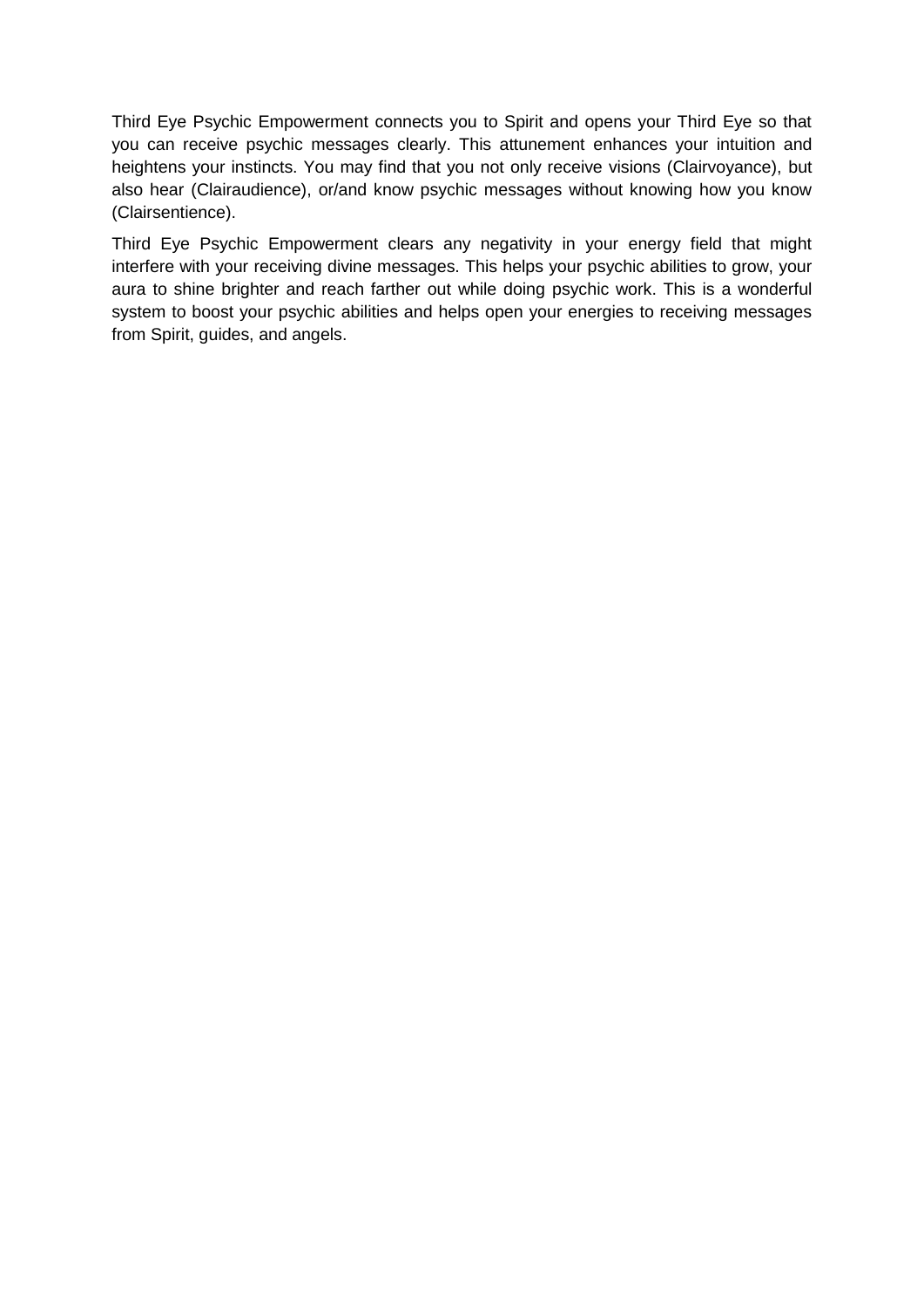Third Eye Psychic Empowerment connects you to Spirit and opens your Third Eye so that you can receive psychic messages clearly. This attunement enhances your intuition and heightens your instincts. You may find that you not only receive visions (Clairvoyance), but also hear (Clairaudience), or/and know psychic messages without knowing how you know (Clairsentience).

Third Eye Psychic Empowerment clears any negativity in your energy field that might interfere with your receiving divine messages. This helps your psychic abilities to grow, your aura to shine brighter and reach farther out while doing psychic work. This is a wonderful system to boost your psychic abilities and helps open your energies to receiving messages from Spirit, guides, and angels.